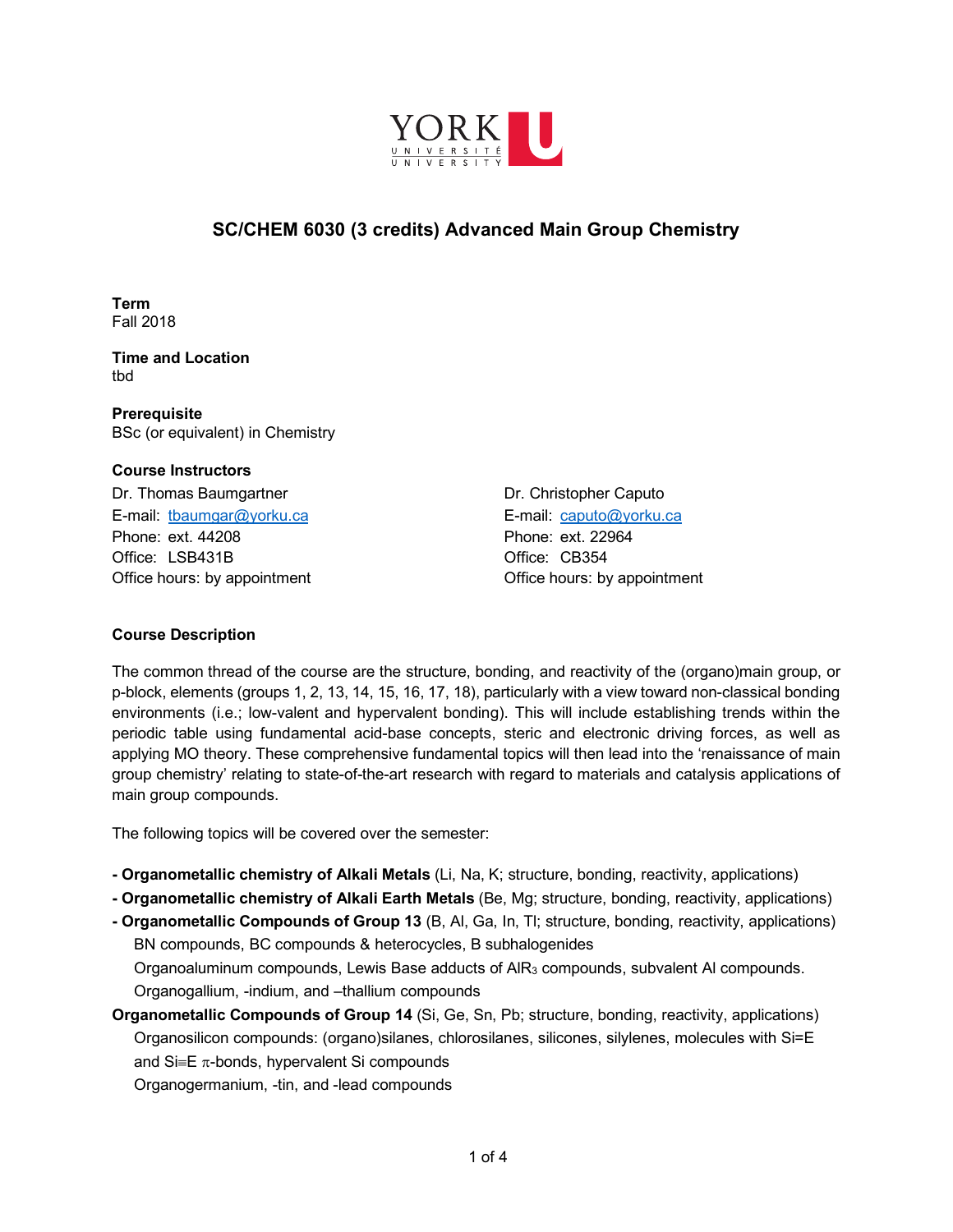# SC/CHEM 6030 (3 credits) Advanced Main Group Chemistry

**Term**
Fall 2018

**Time and Location**
tbd

**Prerequisite**
BSc (or equivalent) in Chemistry

**Course Instructors**

Dr. Thomas Baumgartner
E-mail: tbaumgar@yorku.ca
Phone: ext. 44208
Office: LSB431B
Office hours: by appointment

Dr. Christopher Caputo
E-mail: caputo@yorku.ca
Phone: ext. 22964
Office: CB354
Office hours: by appointment

**Course Description**

The common thread of the course are the structure, bonding, and reactivity of the (organo)main group, or p-block, elements (groups 1, 2, 13, 14, 15, 16, 17, 18), particularly with a view toward non-classical bonding environments (i.e.; low-valent and hypervalent bonding). This will include establishing trends within the periodic table using fundamental acid-base concepts, steric and electronic driving forces, as well as applying MO theory. These comprehensive fundamental topics will then lead into the 'renaissance of main group chemistry' relating to state-of-the-art research with regard to materials and catalysis applications of main group compounds.

The following topics will be covered over the semester:

**- Organometallic chemistry of Alkali Metals** (Li, Na, K; structure, bonding, reactivity, applications)

**- Organometallic chemistry of Alkali Earth Metals** (Be, Mg; structure, bonding, reactivity, applications)

**- Organometallic Compounds of Group 13** (B, Al, Ga, In, Tl; structure, bonding, reactivity, applications)
  BN compounds, BC compounds & heterocycles, B subhalogenides
  Organoaluminum compounds, Lewis Base adducts of $AlR_3$ compounds, subvalent Al compounds.
  Organogallium, -indium, and –thallium compounds

**Organometallic Compounds of Group 14** (Si, Ge, Sn, Pb; structure, bonding, reactivity, applications)
  Organosilicon compounds: (organo)silanes, chlorosilanes, silicones, silylenes, molecules with Si=E and Si≡E $\pi$-bonds, hypervalent Si compounds
  Organogermanium, -tin, and -lead compounds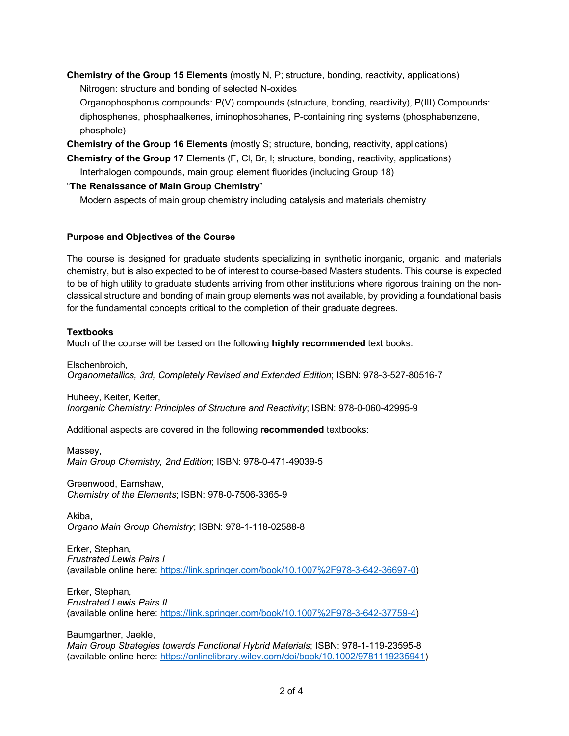**Chemistry of the Group 15 Elements** (mostly N, P; structure, bonding, reactivity, applications)

Nitrogen: structure and bonding of selected N-oxides

Organophosphorus compounds: P(V) compounds (structure, bonding, reactivity), P(III) Compounds: diphosphenes, phosphaalkenes, iminophosphanes, P-containing ring systems (phosphabenzene, phosphole)

**Chemistry of the Group 16 Elements** (mostly S; structure, bonding, reactivity, applications)

**Chemistry of the Group 17** Elements (F, Cl, Br, I; structure, bonding, reactivity, applications)

Interhalogen compounds, main group element fluorides (including Group 18)

"**The Renaissance of Main Group Chemistry**"

Modern aspects of main group chemistry including catalysis and materials chemistry

**Purpose and Objectives of the Course**

The course is designed for graduate students specializing in synthetic inorganic, organic, and materials chemistry, but is also expected to be of interest to course-based Masters students. This course is expected to be of high utility to graduate students arriving from other institutions where rigorous training on the non-classical structure and bonding of main group elements was not available, by providing a foundational basis for the fundamental concepts critical to the completion of their graduate degrees.

**Textbooks**

Much of the course will be based on the following **highly recommended** text books:

Elschenbroich,
*Organometallics, 3rd, Completely Revised and Extended Edition*; ISBN: 978-3-527-80516-7

Huheey, Keiter, Keiter,
*Inorganic Chemistry: Principles of Structure and Reactivity*; ISBN: 978-0-060-42995-9

Additional aspects are covered in the following **recommended** textbooks:

Massey,
*Main Group Chemistry, 2nd Edition*; ISBN: 978-0-471-49039-5

Greenwood, Earnshaw,
*Chemistry of the Elements*; ISBN: 978-0-7506-3365-9

Akiba,
*Organo Main Group Chemistry*; ISBN: 978-1-118-02588-8

Erker, Stephan,
*Frustrated Lewis Pairs I*
(available online here: https://link.springer.com/book/10.1007%2F978-3-642-36697-0)

Erker, Stephan,
*Frustrated Lewis Pairs II*
(available online here: https://link.springer.com/book/10.1007%2F978-3-642-37759-4)

Baumgartner, Jaekle,
*Main Group Strategies towards Functional Hybrid Materials*; ISBN: 978-1-119-23595-8
(available online here: https://onlinelibrary.wiley.com/doi/book/10.1002/9781119235941)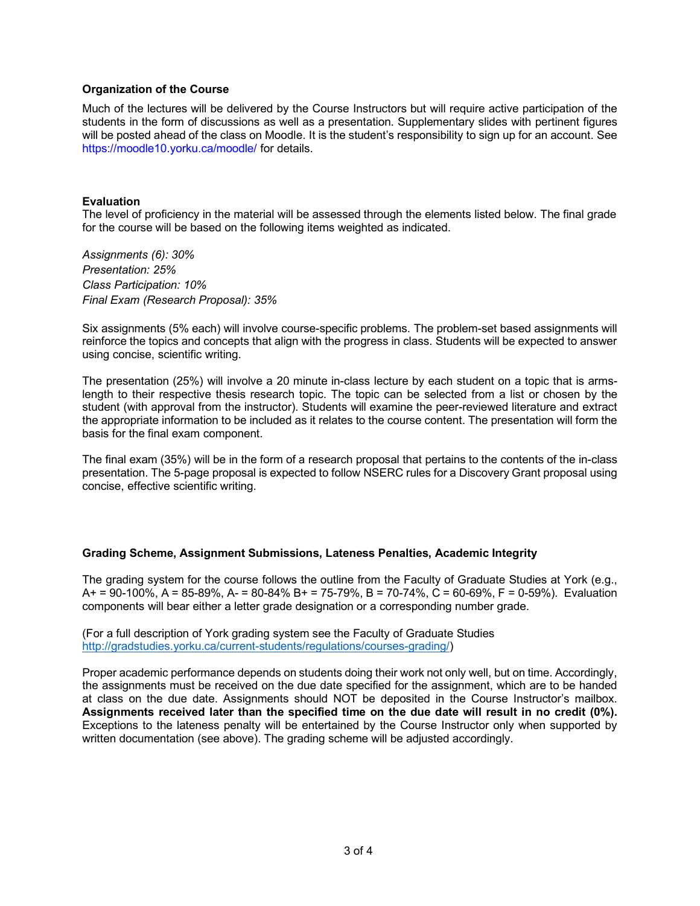### Organization of the Course

Much of the lectures will be delivered by the Course Instructors but will require active participation of the students in the form of discussions as well as a presentation. Supplementary slides with pertinent figures will be posted ahead of the class on Moodle. It is the student's responsibility to sign up for an account. See https://moodle10.yorku.ca/moodle/ for details.

### Evaluation

The level of proficiency in the material will be assessed through the elements listed below. The final grade for the course will be based on the following items weighted as indicated.

*Assignments (6): 30%*
*Presentation: 25%*
*Class Participation: 10%*
*Final Exam (Research Proposal): 35%*

Six assignments (5% each) will involve course-specific problems. The problem-set based assignments will reinforce the topics and concepts that align with the progress in class. Students will be expected to answer using concise, scientific writing.

The presentation (25%) will involve a 20 minute in-class lecture by each student on a topic that is arms-length to their respective thesis research topic. The topic can be selected from a list or chosen by the student (with approval from the instructor). Students will examine the peer-reviewed literature and extract the appropriate information to be included as it relates to the course content. The presentation will form the basis for the final exam component.

The final exam (35%) will be in the form of a research proposal that pertains to the contents of the in-class presentation. The 5-page proposal is expected to follow NSERC rules for a Discovery Grant proposal using concise, effective scientific writing.

### Grading Scheme, Assignment Submissions, Lateness Penalties, Academic Integrity

The grading system for the course follows the outline from the Faculty of Graduate Studies at York (e.g., A+ = 90-100%, A = 85-89%, A- = 80-84% B+ = 75-79%, B = 70-74%, C = 60-69%, F = 0-59%). Evaluation components will bear either a letter grade designation or a corresponding number grade.

(For a full description of York grading system see the Faculty of Graduate Studies http://gradstudies.yorku.ca/current-students/regulations/courses-grading/)

Proper academic performance depends on students doing their work not only well, but on time. Accordingly, the assignments must be received on the due date specified for the assignment, which are to be handed at class on the due date. Assignments should NOT be deposited in the Course Instructor's mailbox. **Assignments received later than the specified time on the due date will result in no credit (0%).** Exceptions to the lateness penalty will be entertained by the Course Instructor only when supported by written documentation (see above). The grading scheme will be adjusted accordingly.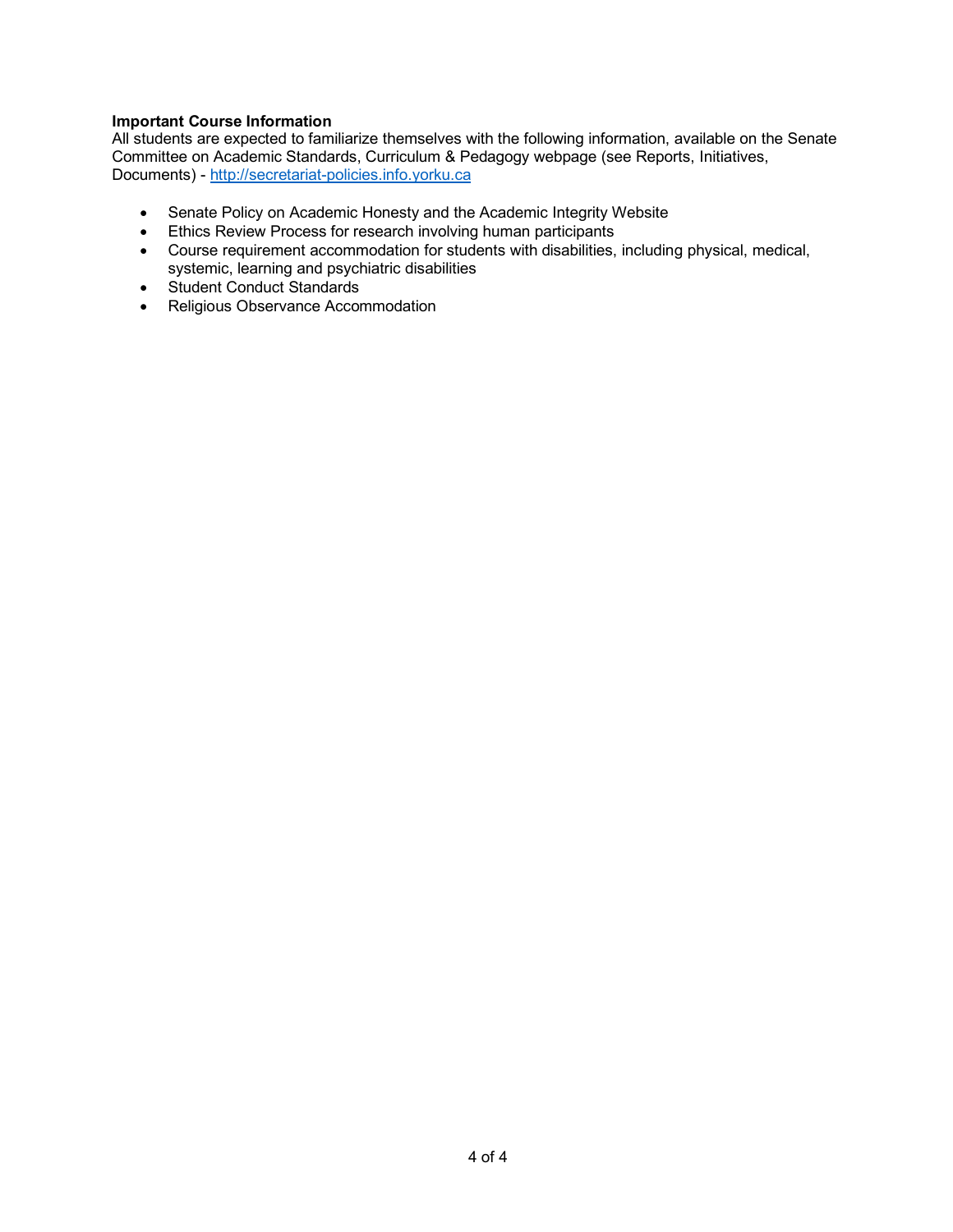**Important Course Information**
All students are expected to familiarize themselves with the following information, available on the Senate Committee on Academic Standards, Curriculum & Pedagogy webpage (see Reports, Initiatives, Documents) - http://secretariat-policies.info.yorku.ca

- Senate Policy on Academic Honesty and the Academic Integrity Website
- Ethics Review Process for research involving human participants
- Course requirement accommodation for students with disabilities, including physical, medical, systemic, learning and psychiatric disabilities
- Student Conduct Standards
- Religious Observance Accommodation